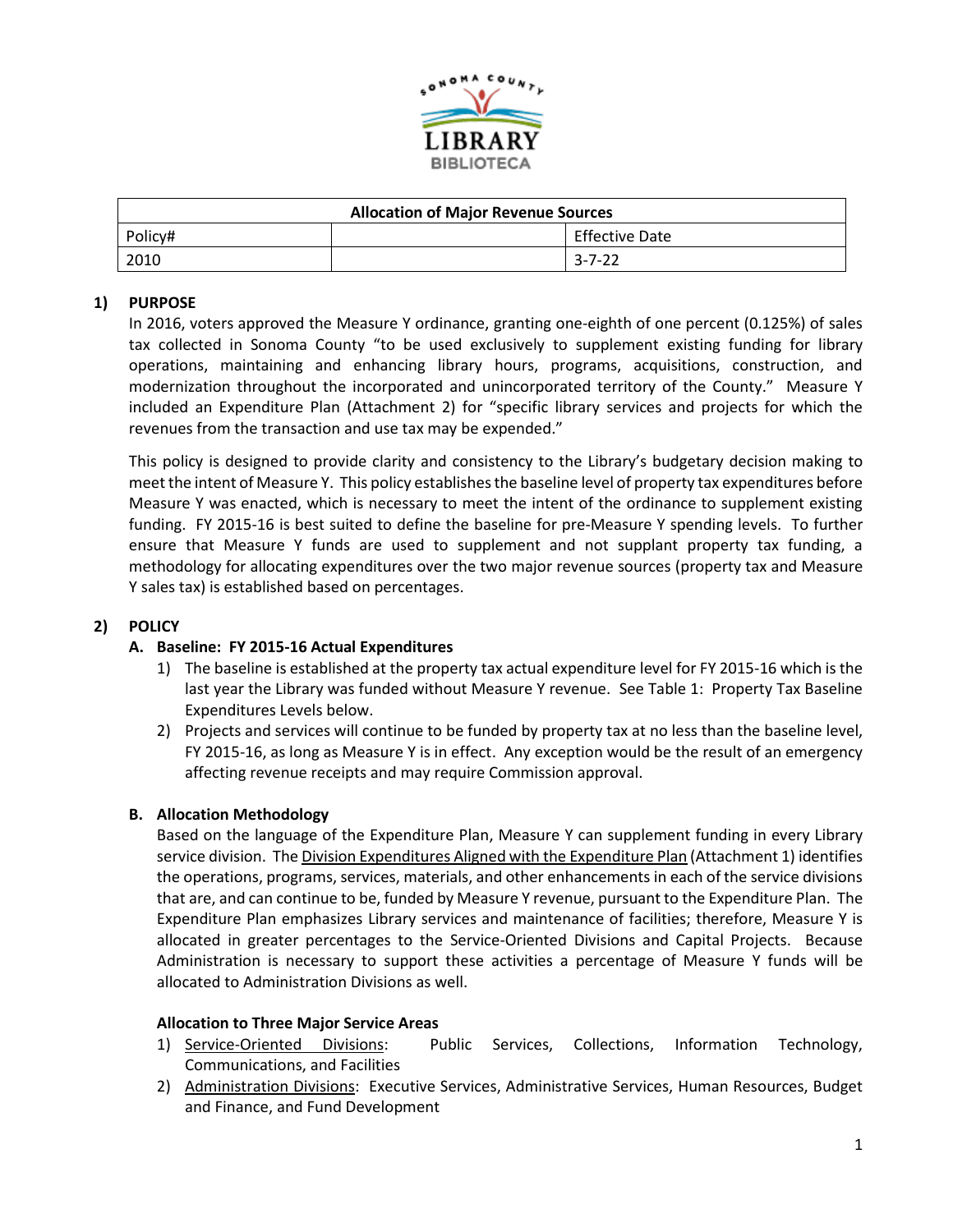| Allocation of Major Revenue Sources | | |
|---|---|---|
| Policy# | | Effective Date |
| 2010 | | 3-7-22 |

## 1) PURPOSE

In 2016, voters approved the Measure Y ordinance, granting one-eighth of one percent (0.125%) of sales tax collected in Sonoma County "to be used exclusively to supplement existing funding for library operations, maintaining and enhancing library hours, programs, acquisitions, construction, and modernization throughout the incorporated and unincorporated territory of the County." Measure Y included an Expenditure Plan (Attachment 2) for "specific library services and projects for which the revenues from the transaction and use tax may be expended."

This policy is designed to provide clarity and consistency to the Library's budgetary decision making to meet the intent of Measure Y. This policy establishes the baseline level of property tax expenditures before Measure Y was enacted, which is necessary to meet the intent of the ordinance to supplement existing funding. FY 2015-16 is best suited to define the baseline for pre-Measure Y spending levels. To further ensure that Measure Y funds are used to supplement and not supplant property tax funding, a methodology for allocating expenditures over the two major revenue sources (property tax and Measure Y sales tax) is established based on percentages.

## 2) POLICY

### A. Baseline: FY 2015-16 Actual Expenditures

1) The baseline is established at the property tax actual expenditure level for FY 2015-16 which is the last year the Library was funded without Measure Y revenue. See Table 1: Property Tax Baseline Expenditures Levels below.
2) Projects and services will continue to be funded by property tax at no less than the baseline level, FY 2015-16, as long as Measure Y is in effect. Any exception would be the result of an emergency affecting revenue receipts and may require Commission approval.

### B. Allocation Methodology

Based on the language of the Expenditure Plan, Measure Y can supplement funding in every Library service division. The Division Expenditures Aligned with the Expenditure Plan (Attachment 1) identifies the operations, programs, services, materials, and other enhancements in each of the service divisions that are, and can continue to be, funded by Measure Y revenue, pursuant to the Expenditure Plan. The Expenditure Plan emphasizes Library services and maintenance of facilities; therefore, Measure Y is allocated in greater percentages to the Service-Oriented Divisions and Capital Projects. Because Administration is necessary to support these activities a percentage of Measure Y funds will be allocated to Administration Divisions as well.

**Allocation to Three Major Service Areas**

1) Service-Oriented Divisions: Public Services, Collections, Information Technology, Communications, and Facilities
2) Administration Divisions: Executive Services, Administrative Services, Human Resources, Budget and Finance, and Fund Development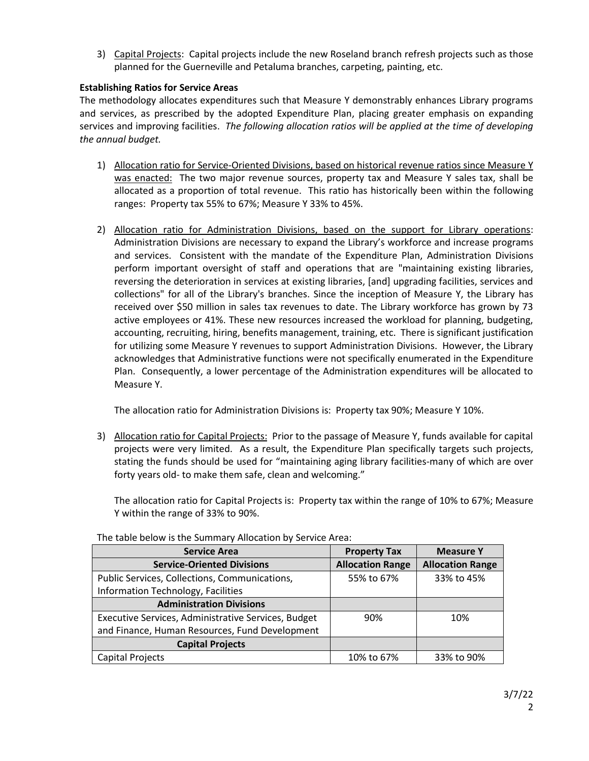3) Capital Projects: Capital projects include the new Roseland branch refresh projects such as those planned for the Guerneville and Petaluma branches, carpeting, painting, etc.

**Establishing Ratios for Service Areas**

The methodology allocates expenditures such that Measure Y demonstrably enhances Library programs and services, as prescribed by the adopted Expenditure Plan, placing greater emphasis on expanding services and improving facilities. *The following allocation ratios will be applied at the time of developing the annual budget.*

1) Allocation ratio for Service-Oriented Divisions, based on historical revenue ratios since Measure Y was enacted: The two major revenue sources, property tax and Measure Y sales tax, shall be allocated as a proportion of total revenue. This ratio has historically been within the following ranges: Property tax 55% to 67%; Measure Y 33% to 45%.

2) Allocation ratio for Administration Divisions, based on the support for Library operations: Administration Divisions are necessary to expand the Library's workforce and increase programs and services. Consistent with the mandate of the Expenditure Plan, Administration Divisions perform important oversight of staff and operations that are "maintaining existing libraries, reversing the deterioration in services at existing libraries, [and] upgrading facilities, services and collections" for all of the Library's branches. Since the inception of Measure Y, the Library has received over $50 million in sales tax revenues to date. The Library workforce has grown by 73 active employees or 41%. These new resources increased the workload for planning, budgeting, accounting, recruiting, hiring, benefits management, training, etc. There is significant justification for utilizing some Measure Y revenues to support Administration Divisions. However, the Library acknowledges that Administrative functions were not specifically enumerated in the Expenditure Plan. Consequently, a lower percentage of the Administration expenditures will be allocated to Measure Y.

   The allocation ratio for Administration Divisions is: Property tax 90%; Measure Y 10%.

3) Allocation ratio for Capital Projects: Prior to the passage of Measure Y, funds available for capital projects were very limited. As a result, the Expenditure Plan specifically targets such projects, stating the funds should be used for "maintaining aging library facilities-many of which are over forty years old- to make them safe, clean and welcoming."

   The allocation ratio for Capital Projects is: Property tax within the range of 10% to 67%; Measure Y within the range of 33% to 90%.

The table below is the Summary Allocation by Service Area:

| Service Area | Property Tax | Measure Y |
|---|---|---|
| **Service-Oriented Divisions** | **Allocation Range** | **Allocation Range** |
| Public Services, Collections, Communications, Information Technology, Facilities | 55% to 67% | 33% to 45% |
| **Administration Divisions** | | |
| Executive Services, Administrative Services, Budget and Finance, Human Resources, Fund Development | 90% | 10% |
| **Capital Projects** | | |
| Capital Projects | 10% to 67% | 33% to 90% |

3/7/22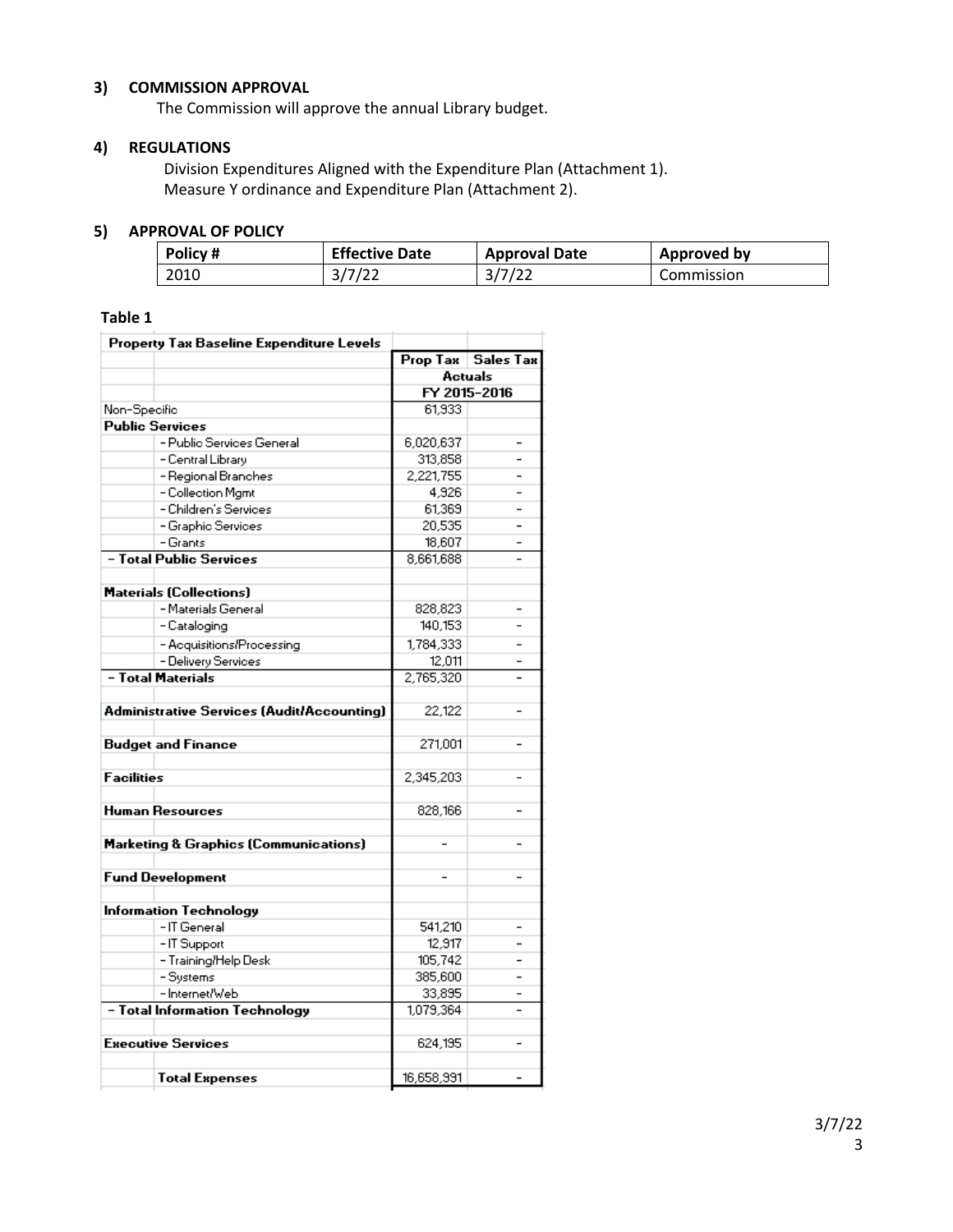## 3) COMMISSION APPROVAL

The Commission will approve the annual Library budget.

## 4) REGULATIONS

Division Expenditures Aligned with the Expenditure Plan (Attachment 1).
Measure Y ordinance and Expenditure Plan (Attachment 2).

## 5) APPROVAL OF POLICY

| Policy # | Effective Date | Approval Date | Approved by |
|---|---|---|---|
| 2010 | 3/7/22 | 3/7/22 | Commission |

**Table 1**

| Property Tax Baseline Expenditure Levels | | | |
|---|---|---|---|
| | | Prop Tax | Sales Tax |
| | | Actuals | |
| | | FY 2015-2016 | |
| Non-Specific | | 61,933 | |
| **Public Services** | | | |
| | - Public Services General | 6,020,637 | - |
| | - Central Library | 313,858 | - |
| | - Regional Branches | 2,221,755 | - |
| | - Collection Mgmt | 4,926 | - |
| | - Children's Services | 61,369 | - |
| | - Graphic Services | 20,535 | - |
| | - Grants | 18,607 | - |
| **- Total Public Services** | | 8,661,688 | - |
| **Materials (Collections)** | | | |
| | - Materials General | 828,823 | - |
| | - Cataloging | 140,153 | - |
| | - Acquisitions/Processing | 1,784,333 | - |
| | - Delivery Services | 12,011 | - |
| **- Total Materials** | | 2,765,320 | - |
| **Administrative Services (Audit/Accounting)** | | 22,122 | - |
| **Budget and Finance** | | 271,001 | - |
| **Facilities** | | 2,345,203 | - |
| **Human Resources** | | 828,166 | - |
| **Marketing & Graphics (Communications)** | | - | - |
| **Fund Development** | | - | - |
| **Information Technology** | | | |
| | - IT General | 541,210 | - |
| | - IT Support | 12,917 | - |
| | - Training/Help Desk | 105,742 | - |
| | - Systems | 385,600 | - |
| | - Internet/Web | 33,895 | - |
| **- Total Information Technology** | | 1,079,364 | - |
| **Executive Services** | | 624,195 | - |
| | **Total Expenses** | 16,658,991 | - |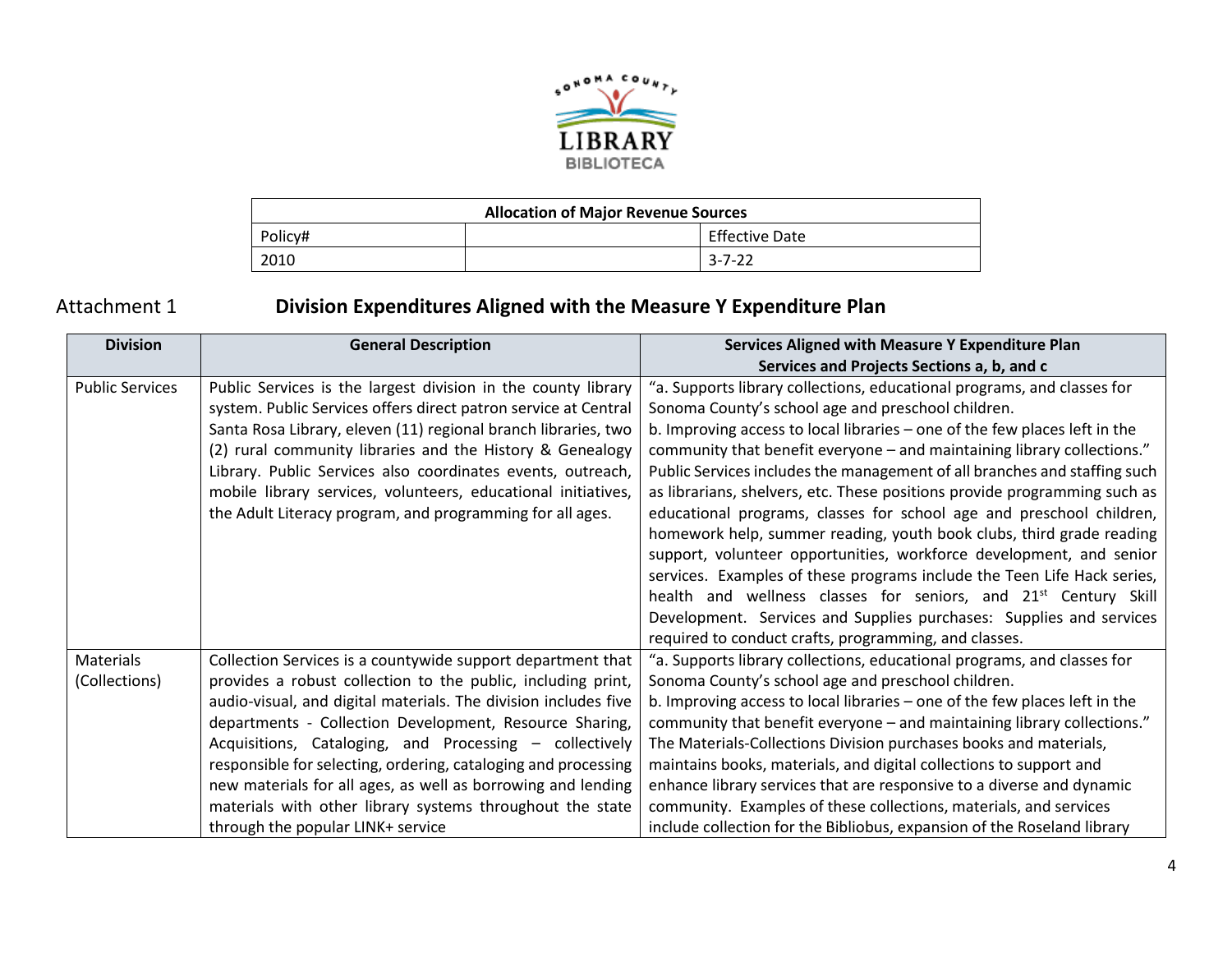| Allocation of Major Revenue Sources | | |
|---|---|---|
| Policy# | | Effective Date |
| 2010 | | 3-7-22 |

## Attachment 1 Division Expenditures Aligned with the Measure Y Expenditure Plan

| Division | General Description | Services Aligned with Measure Y Expenditure Plan Services and Projects Sections a, b, and c |
|---|---|---|
| Public Services | Public Services is the largest division in the county library system. Public Services offers direct patron service at Central Santa Rosa Library, eleven (11) regional branch libraries, two (2) rural community libraries and the History & Genealogy Library. Public Services also coordinates events, outreach, mobile library services, volunteers, educational initiatives, the Adult Literacy program, and programming for all ages. | "a. Supports library collections, educational programs, and classes for Sonoma County's school age and preschool children. b. Improving access to local libraries – one of the few places left in the community that benefit everyone – and maintaining library collections." Public Services includes the management of all branches and staffing such as librarians, shelvers, etc. These positions provide programming such as educational programs, classes for school age and preschool children, homework help, summer reading, youth book clubs, third grade reading support, volunteer opportunities, workforce development, and senior services. Examples of these programs include the Teen Life Hack series, health and wellness classes for seniors, and 21st Century Skill Development. Services and Supplies purchases: Supplies and services required to conduct crafts, programming, and classes. |
| Materials (Collections) | Collection Services is a countywide support department that provides a robust collection to the public, including print, audio-visual, and digital materials. The division includes five departments - Collection Development, Resource Sharing, Acquisitions, Cataloging, and Processing – collectively responsible for selecting, ordering, cataloging and processing new materials for all ages, as well as borrowing and lending materials with other library systems throughout the state through the popular LINK+ service | "a. Supports library collections, educational programs, and classes for Sonoma County's school age and preschool children. b. Improving access to local libraries – one of the few places left in the community that benefit everyone – and maintaining library collections." The Materials-Collections Division purchases books and materials, maintains books, materials, and digital collections to support and enhance library services that are responsive to a diverse and dynamic community. Examples of these collections, materials, and services include collection for the Bibliobus, expansion of the Roseland library |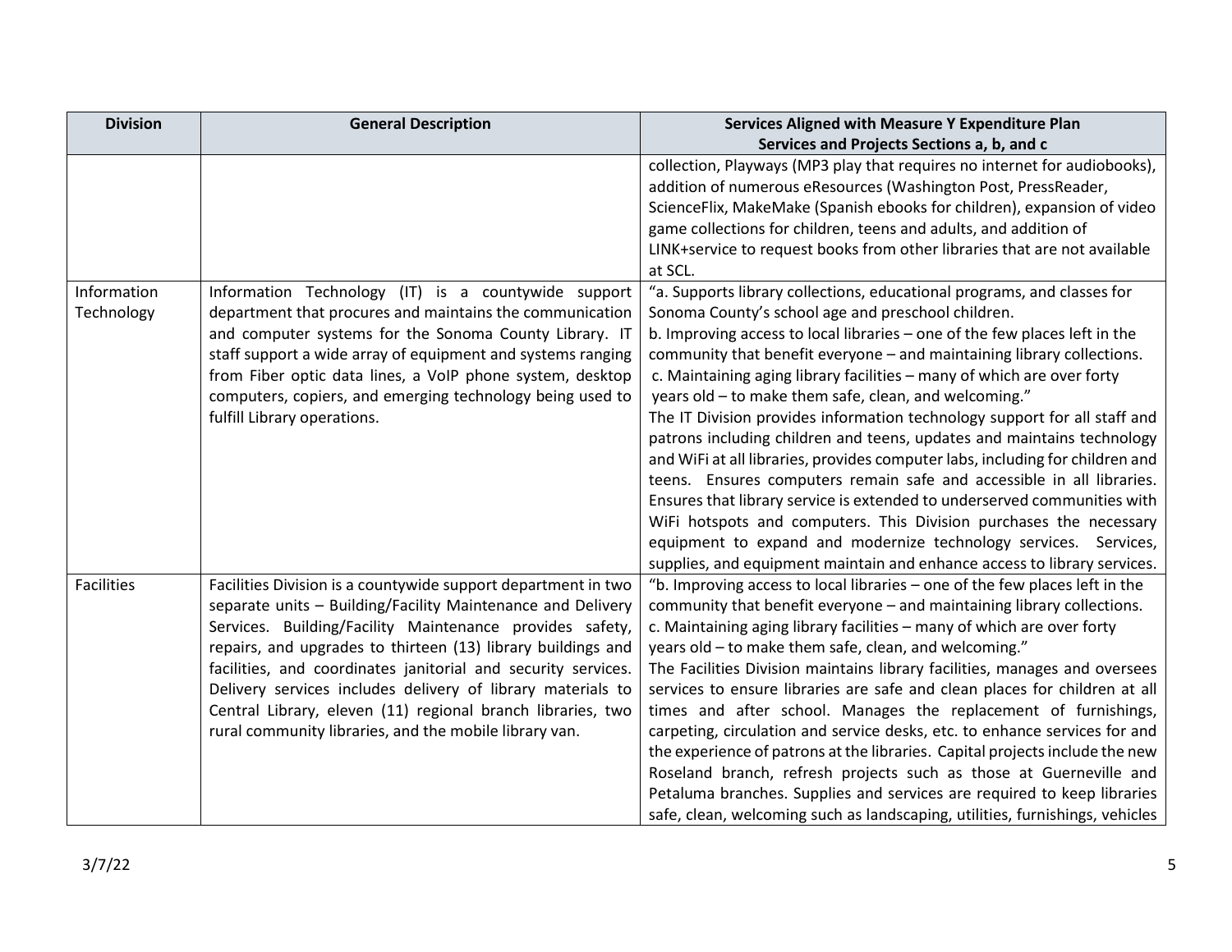| Division | General Description | Services Aligned with Measure Y Expenditure Plan Services and Projects Sections a, b, and c |
|---|---|---|
| | | collection, Playways (MP3 play that requires no internet for audiobooks), addition of numerous eResources (Washington Post, PressReader, ScienceFlix, MakeMake (Spanish ebooks for children), expansion of video game collections for children, teens and adults, and addition of LINK+service to request books from other libraries that are not available at SCL. |
| Information Technology | Information Technology (IT) is a countywide support department that procures and maintains the communication and computer systems for the Sonoma County Library. IT staff support a wide array of equipment and systems ranging from Fiber optic data lines, a VoIP phone system, desktop computers, copiers, and emerging technology being used to fulfill Library operations. | "a. Supports library collections, educational programs, and classes for Sonoma County's school age and preschool children.<br>b. Improving access to local libraries – one of the few places left in the community that benefit everyone – and maintaining library collections.<br>c. Maintaining aging library facilities – many of which are over forty years old – to make them safe, clean, and welcoming."<br>The IT Division provides information technology support for all staff and patrons including children and teens, updates and maintains technology and WiFi at all libraries, provides computer labs, including for children and teens. Ensures computers remain safe and accessible in all libraries. Ensures that library service is extended to underserved communities with WiFi hotspots and computers. This Division purchases the necessary equipment to expand and modernize technology services. Services, supplies, and equipment maintain and enhance access to library services. |
| Facilities | Facilities Division is a countywide support department in two separate units – Building/Facility Maintenance and Delivery Services. Building/Facility Maintenance provides safety, repairs, and upgrades to thirteen (13) library buildings and facilities, and coordinates janitorial and security services. Delivery services includes delivery of library materials to Central Library, eleven (11) regional branch libraries, two rural community libraries, and the mobile library van. | "b. Improving access to local libraries – one of the few places left in the community that benefit everyone – and maintaining library collections.<br>c. Maintaining aging library facilities – many of which are over forty years old – to make them safe, clean, and welcoming."<br>The Facilities Division maintains library facilities, manages and oversees services to ensure libraries are safe and clean places for children at all times and after school. Manages the replacement of furnishings, carpeting, circulation and service desks, etc. to enhance services for and the experience of patrons at the libraries. Capital projects include the new Roseland branch, refresh projects such as those at Guerneville and Petaluma branches. Supplies and services are required to keep libraries safe, clean, welcoming such as landscaping, utilities, furnishings, vehicles |

3/7/22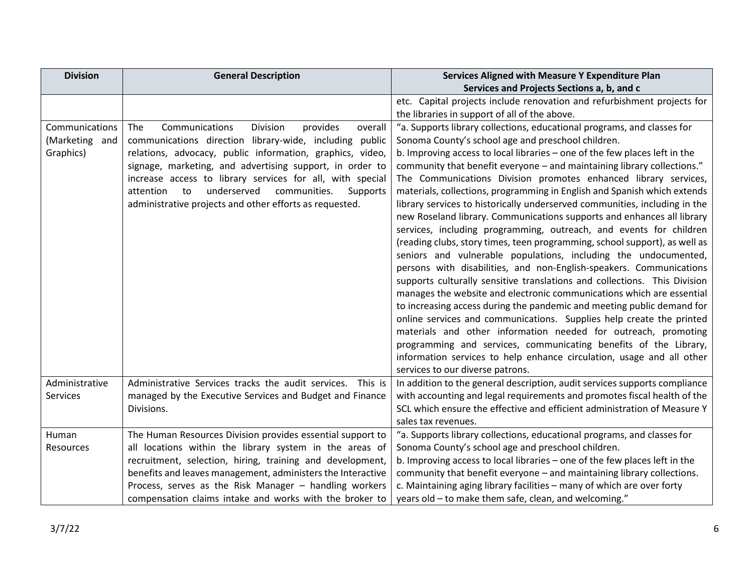| Division | General Description | Services Aligned with Measure Y Expenditure Plan Services and Projects Sections a, b, and c |
|---|---|---|
| | | etc. Capital projects include renovation and refurbishment projects for the libraries in support of all of the above. |
| Communications (Marketing and Graphics) | The Communications Division provides overall communications direction library-wide, including public relations, advocacy, public information, graphics, video, signage, marketing, and advertising support, in order to increase access to library services for all, with special attention to underserved communities. Supports administrative projects and other efforts as requested. | "a. Supports library collections, educational programs, and classes for Sonoma County's school age and preschool children.<br>b. Improving access to local libraries – one of the few places left in the community that benefit everyone – and maintaining library collections."<br>The Communications Division promotes enhanced library services, materials, collections, programming in English and Spanish which extends library services to historically underserved communities, including in the new Roseland library. Communications supports and enhances all library services, including programming, outreach, and events for children (reading clubs, story times, teen programming, school support), as well as seniors and vulnerable populations, including the undocumented, persons with disabilities, and non-English-speakers. Communications supports culturally sensitive translations and collections. This Division manages the website and electronic communications which are essential to increasing access during the pandemic and meeting public demand for online services and communications. Supplies help create the printed materials and other information needed for outreach, promoting programming and services, communicating benefits of the Library, information services to help enhance circulation, usage and all other services to our diverse patrons. |
| Administrative Services | Administrative Services tracks the audit services. This is managed by the Executive Services and Budget and Finance Divisions. | In addition to the general description, audit services supports compliance with accounting and legal requirements and promotes fiscal health of the SCL which ensure the effective and efficient administration of Measure Y sales tax revenues. |
| Human Resources | The Human Resources Division provides essential support to all locations within the library system in the areas of recruitment, selection, hiring, training and development, benefits and leaves management, administers the Interactive Process, serves as the Risk Manager – handling workers compensation claims intake and works with the broker to | "a. Supports library collections, educational programs, and classes for Sonoma County's school age and preschool children.<br>b. Improving access to local libraries – one of the few places left in the community that benefit everyone – and maintaining library collections.<br>c. Maintaining aging library facilities – many of which are over forty years old – to make them safe, clean, and welcoming." |

3/7/22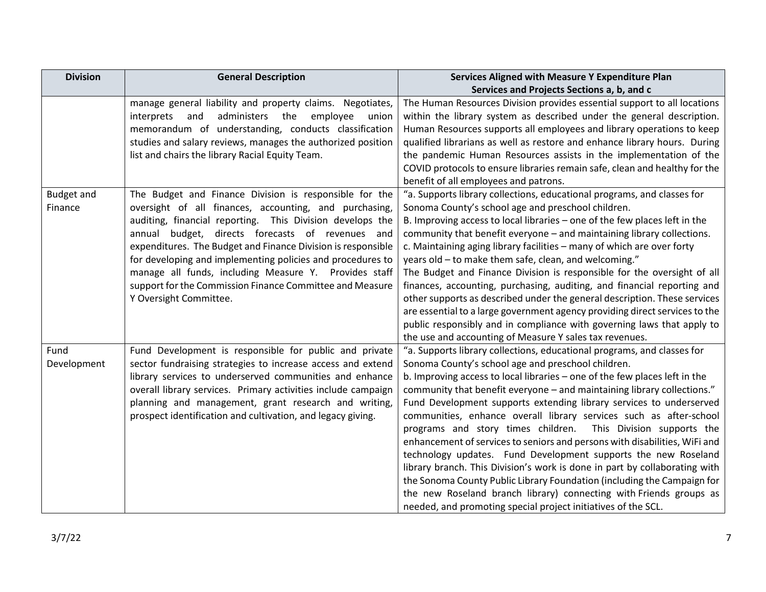| Division | General Description | Services Aligned with Measure Y Expenditure Plan Services and Projects Sections a, b, and c |
|---|---|---|
| | manage general liability and property claims. Negotiates, interprets and administers the employee union memorandum of understanding, conducts classification studies and salary reviews, manages the authorized position list and chairs the library Racial Equity Team. | The Human Resources Division provides essential support to all locations within the library system as described under the general description. Human Resources supports all employees and library operations to keep qualified librarians as well as restore and enhance library hours. During the pandemic Human Resources assists in the implementation of the COVID protocols to ensure libraries remain safe, clean and healthy for the benefit of all employees and patrons. |
| Budget and Finance | The Budget and Finance Division is responsible for the oversight of all finances, accounting, and purchasing, auditing, financial reporting. This Division develops the annual budget, directs forecasts of revenues and expenditures. The Budget and Finance Division is responsible for developing and implementing policies and procedures to manage all funds, including Measure Y. Provides staff support for the Commission Finance Committee and Measure Y Oversight Committee. | "a. Supports library collections, educational programs, and classes for Sonoma County's school age and preschool children.<br>B. Improving access to local libraries – one of the few places left in the community that benefit everyone – and maintaining library collections.<br>c. Maintaining aging library facilities – many of which are over forty years old – to make them safe, clean, and welcoming."<br>The Budget and Finance Division is responsible for the oversight of all finances, accounting, purchasing, auditing, and financial reporting and other supports as described under the general description. These services are essential to a large government agency providing direct services to the public responsibly and in compliance with governing laws that apply to the use and accounting of Measure Y sales tax revenues. |
| Fund Development | Fund Development is responsible for public and private sector fundraising strategies to increase access and extend library services to underserved communities and enhance overall library services. Primary activities include campaign planning and management, grant research and writing, prospect identification and cultivation, and legacy giving. | "a. Supports library collections, educational programs, and classes for Sonoma County's school age and preschool children.<br>b. Improving access to local libraries – one of the few places left in the community that benefit everyone – and maintaining library collections."<br>Fund Development supports extending library services to underserved communities, enhance overall library services such as after-school programs and story times children. This Division supports the enhancement of services to seniors and persons with disabilities, WiFi and technology updates. Fund Development supports the new Roseland library branch. This Division's work is done in part by collaborating with the Sonoma County Public Library Foundation (including the Campaign for the new Roseland branch library) connecting with Friends groups as needed, and promoting special project initiatives of the SCL. |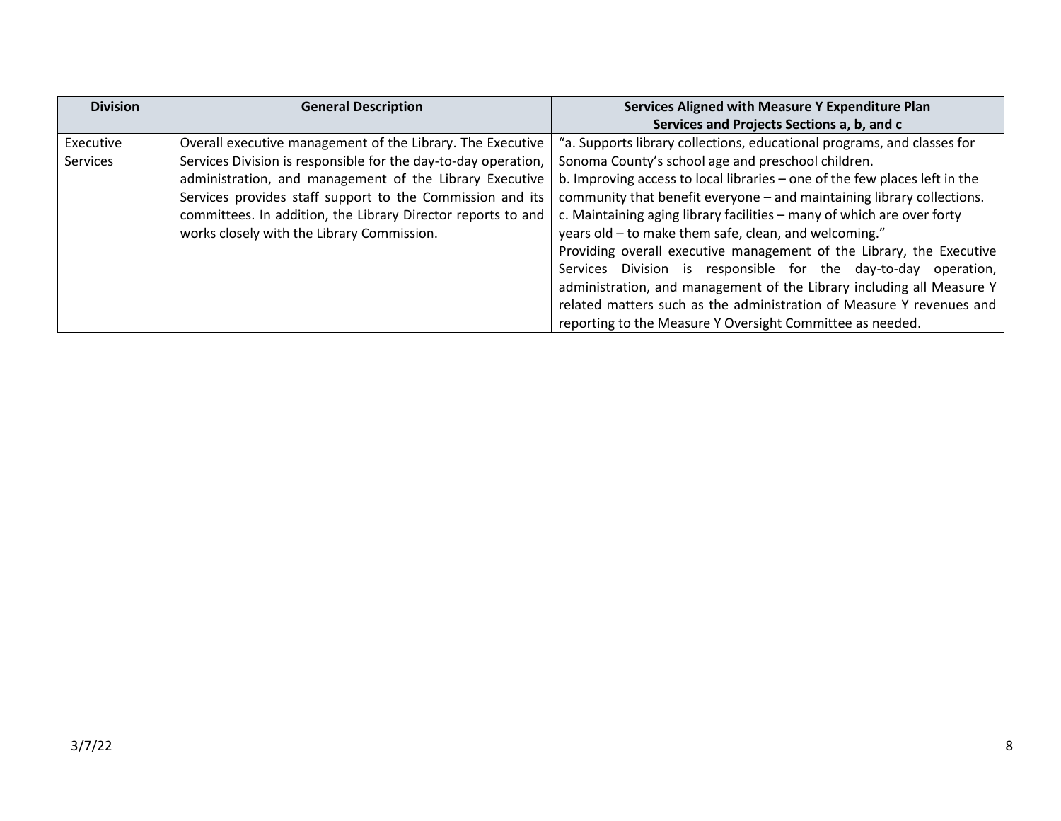| Division | General Description | Services Aligned with Measure Y Expenditure Plan Services and Projects Sections a, b, and c |
| --- | --- | --- |
| Executive Services | Overall executive management of the Library. The Executive Services Division is responsible for the day-to-day operation, administration, and management of the Library Executive Services provides staff support to the Commission and its committees. In addition, the Library Director reports to and works closely with the Library Commission. | "a. Supports library collections, educational programs, and classes for Sonoma County's school age and preschool children.<br>b. Improving access to local libraries – one of the few places left in the community that benefit everyone – and maintaining library collections.<br>c. Maintaining aging library facilities – many of which are over forty years old – to make them safe, clean, and welcoming."<br>Providing overall executive management of the Library, the Executive Services Division is responsible for the day-to-day operation, administration, and management of the Library including all Measure Y related matters such as the administration of Measure Y revenues and reporting to the Measure Y Oversight Committee as needed. |

3/7/22